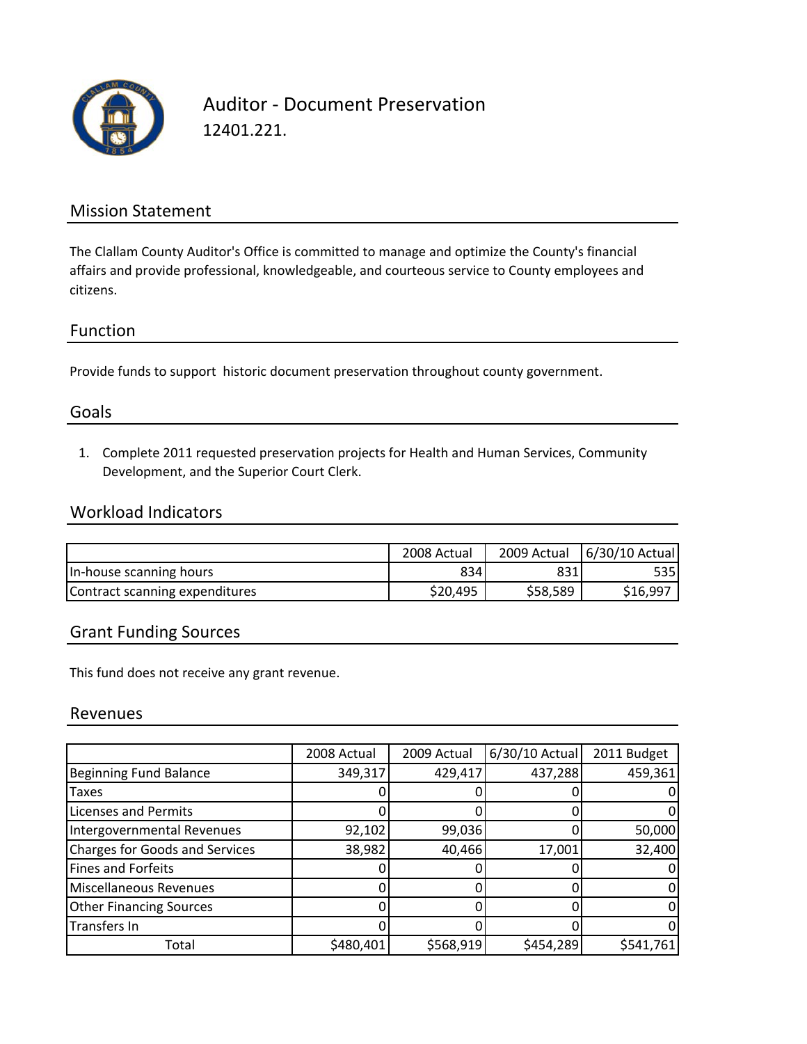# Auditor - Document Preservation

12401.221.

## Mission Statement

The Clallam County Auditor's Office is committed to manage and optimize the County's financial affairs and provide professional, knowledgeable, and courteous service to County employees and citizens.

## Function

Provide funds to support historic document preservation throughout county government.

## Goals

1. Complete 2011 requested preservation projects for Health and Human Services, Community Development, and the Superior Court Clerk.

## Workload Indicators

| | 2008 Actual | 2009 Actual | 6/30/10 Actual |
|---|---|---|---|
| In-house scanning hours | 834 | 831 | 535 |
| Contract scanning expenditures | $20,495 | $58,589 | $16,997 |

## Grant Funding Sources

This fund does not receive any grant revenue.

## Revenues

| | 2008 Actual | 2009 Actual | 6/30/10 Actual | 2011 Budget |
|---|---|---|---|---|
| Beginning Fund Balance | 349,317 | 429,417 | 437,288 | 459,361 |
| Taxes | 0 | 0 | 0 | 0 |
| Licenses and Permits | 0 | 0 | 0 | 0 |
| Intergovernmental Revenues | 92,102 | 99,036 | 0 | 50,000 |
| Charges for Goods and Services | 38,982 | 40,466 | 17,001 | 32,400 |
| Fines and Forfeits | 0 | 0 | 0 | 0 |
| Miscellaneous Revenues | 0 | 0 | 0 | 0 |
| Other Financing Sources | 0 | 0 | 0 | 0 |
| Transfers In | 0 | 0 | 0 | 0 |
| Total | $480,401 | $568,919 | $454,289 | $541,761 |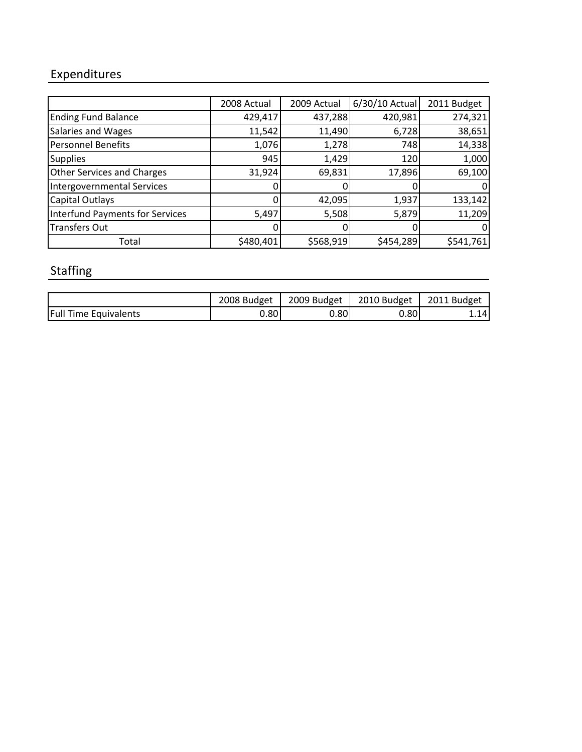## Expenditures

| | 2008 Actual | 2009 Actual | 6/30/10 Actual | 2011 Budget |
|---|---|---|---|---|
| Ending Fund Balance | 429,417 | 437,288 | 420,981 | 274,321 |
| Salaries and Wages | 11,542 | 11,490 | 6,728 | 38,651 |
| Personnel Benefits | 1,076 | 1,278 | 748 | 14,338 |
| Supplies | 945 | 1,429 | 120 | 1,000 |
| Other Services and Charges | 31,924 | 69,831 | 17,896 | 69,100 |
| Intergovernmental Services | 0 | 0 | 0 | 0 |
| Capital Outlays | 0 | 42,095 | 1,937 | 133,142 |
| Interfund Payments for Services | 5,497 | 5,508 | 5,879 | 11,209 |
| Transfers Out | 0 | 0 | 0 | 0 |
| Total | $480,401 | $568,919 | $454,289 | $541,761 |

## Staffing

| | 2008 Budget | 2009 Budget | 2010 Budget | 2011 Budget |
|---|---|---|---|---|
| Full Time Equivalents | 0.80 | 0.80 | 0.80 | 1.14 |